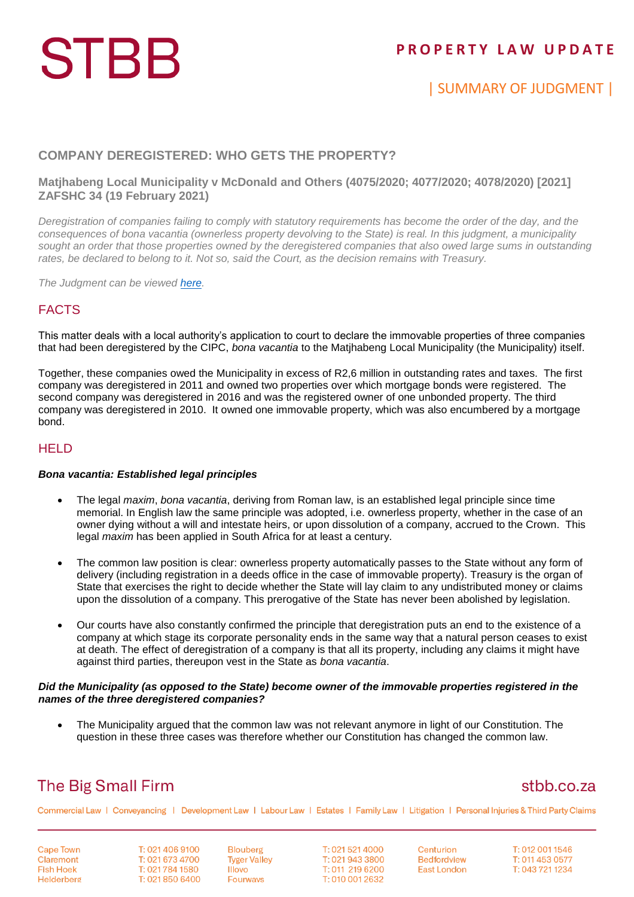**STBB**

**PROPERTY LAW UPDATE**

| SUMMARY OF JUDGMENT |

## COMPANY DEREGISTERED: WHO GETS THE PROPERTY?

### Matjhabeng Local Municipality v McDonald and Others (4075/2020; 4077/2020; 4078/2020) [2021] ZAFSHC 34 (19 February 2021)

*Deregistration of companies failing to comply with statutory requirements has become the order of the day, and the consequences of bona vacantia (ownerless property devolving to the State) is real. In this judgment, a municipality sought an order that those properties owned by the deregistered companies that also owed large sums in outstanding rates, be declared to belong to it. Not so, said the Court, as the decision remains with Treasury.*

*The Judgment can be viewed [here](#).*

## FACTS

This matter deals with a local authority's application to court to declare the immovable properties of three companies that had been deregistered by the CIPC, *bona vacantia* to the Matjhabeng Local Municipality (the Municipality) itself.

Together, these companies owed the Municipality in excess of R2,6 million in outstanding rates and taxes. The first company was deregistered in 2011 and owned two properties over which mortgage bonds were registered. The second company was deregistered in 2016 and was the registered owner of one unbonded property. The third company was deregistered in 2010. It owned one immovable property, which was also encumbered by a mortgage bond.

## HELD

***Bona vacantia: Established legal principles***

- The legal *maxim*, *bona vacantia*, deriving from Roman law, is an established legal principle since time memorial. In English law the same principle was adopted, i.e. ownerless property, whether in the case of an owner dying without a will and intestate heirs, or upon dissolution of a company, accrued to the Crown. This legal *maxim* has been applied in South Africa for at least a century.

- The common law position is clear: ownerless property automatically passes to the State without any form of delivery (including registration in a deeds office in the case of immovable property). Treasury is the organ of State that exercises the right to decide whether the State will lay claim to any undistributed money or claims upon the dissolution of a company. This prerogative of the State has never been abolished by legislation.

- Our courts have also constantly confirmed the principle that deregistration puts an end to the existence of a company at which stage its corporate personality ends in the same way that a natural person ceases to exist at death. The effect of deregistration of a company is that all its property, including any claims it might have against third parties, thereupon vest in the State as *bona vacantia*.

***Did the Municipality (as opposed to the State) become owner of the immovable properties registered in the names of the three deregistered companies?***

- The Municipality argued that the common law was not relevant anymore in light of our Constitution. The question in these three cases was therefore whether our Constitution has changed the common law.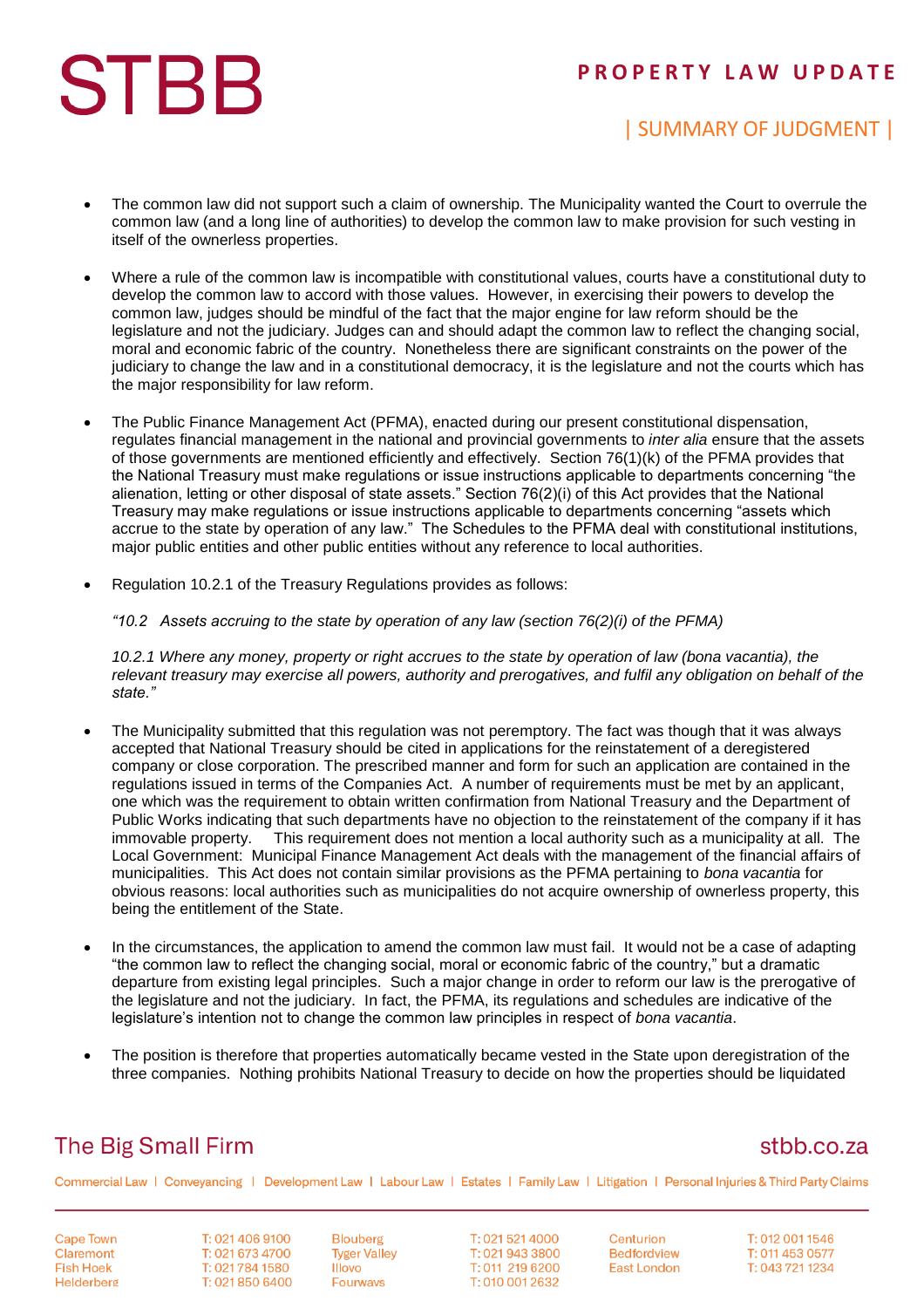- The common law did not support such a claim of ownership. The Municipality wanted the Court to overrule the common law (and a long line of authorities) to develop the common law to make provision for such vesting in itself of the ownerless properties.

- Where a rule of the common law is incompatible with constitutional values, courts have a constitutional duty to develop the common law to accord with those values. However, in exercising their powers to develop the common law, judges should be mindful of the fact that the major engine for law reform should be the legislature and not the judiciary. Judges can and should adapt the common law to reflect the changing social, moral and economic fabric of the country. Nonetheless there are significant constraints on the power of the judiciary to change the law and in a constitutional democracy, it is the legislature and not the courts which has the major responsibility for law reform.

- The Public Finance Management Act (PFMA), enacted during our present constitutional dispensation, regulates financial management in the national and provincial governments to *inter alia* ensure that the assets of those governments are mentioned efficiently and effectively. Section 76(1)(k) of the PFMA provides that the National Treasury must make regulations or issue instructions applicable to departments concerning "the alienation, letting or other disposal of state assets." Section 76(2)(i) of this Act provides that the National Treasury may make regulations or issue instructions applicable to departments concerning "assets which accrue to the state by operation of any law." The Schedules to the PFMA deal with constitutional institutions, major public entities and other public entities without any reference to local authorities.

- Regulation 10.2.1 of the Treasury Regulations provides as follows:

  *"10.2 Assets accruing to the state by operation of any law (section 76(2)(i) of the PFMA)*

  *10.2.1 Where any money, property or right accrues to the state by operation of law (bona vacantia), the relevant treasury may exercise all powers, authority and prerogatives, and fulfil any obligation on behalf of the state."*

- The Municipality submitted that this regulation was not peremptory. The fact was though that it was always accepted that National Treasury should be cited in applications for the reinstatement of a deregistered company or close corporation. The prescribed manner and form for such an application are contained in the regulations issued in terms of the Companies Act. A number of requirements must be met by an applicant, one which was the requirement to obtain written confirmation from National Treasury and the Department of Public Works indicating that such departments have no objection to the reinstatement of the company if it has immovable property. This requirement does not mention a local authority such as a municipality at all. The Local Government: Municipal Finance Management Act deals with the management of the financial affairs of municipalities. This Act does not contain similar provisions as the PFMA pertaining to *bona vacantia* for obvious reasons: local authorities such as municipalities do not acquire ownership of ownerless property, this being the entitlement of the State.

- In the circumstances, the application to amend the common law must fail. It would not be a case of adapting "the common law to reflect the changing social, moral or economic fabric of the country," but a dramatic departure from existing legal principles. Such a major change in order to reform our law is the prerogative of the legislature and not the judiciary. In fact, the PFMA, its regulations and schedules are indicative of the legislature's intention not to change the common law principles in respect of *bona vacantia*.

- The position is therefore that properties automatically became vested in the State upon deregistration of the three companies. Nothing prohibits National Treasury to decide on how the properties should be liquidated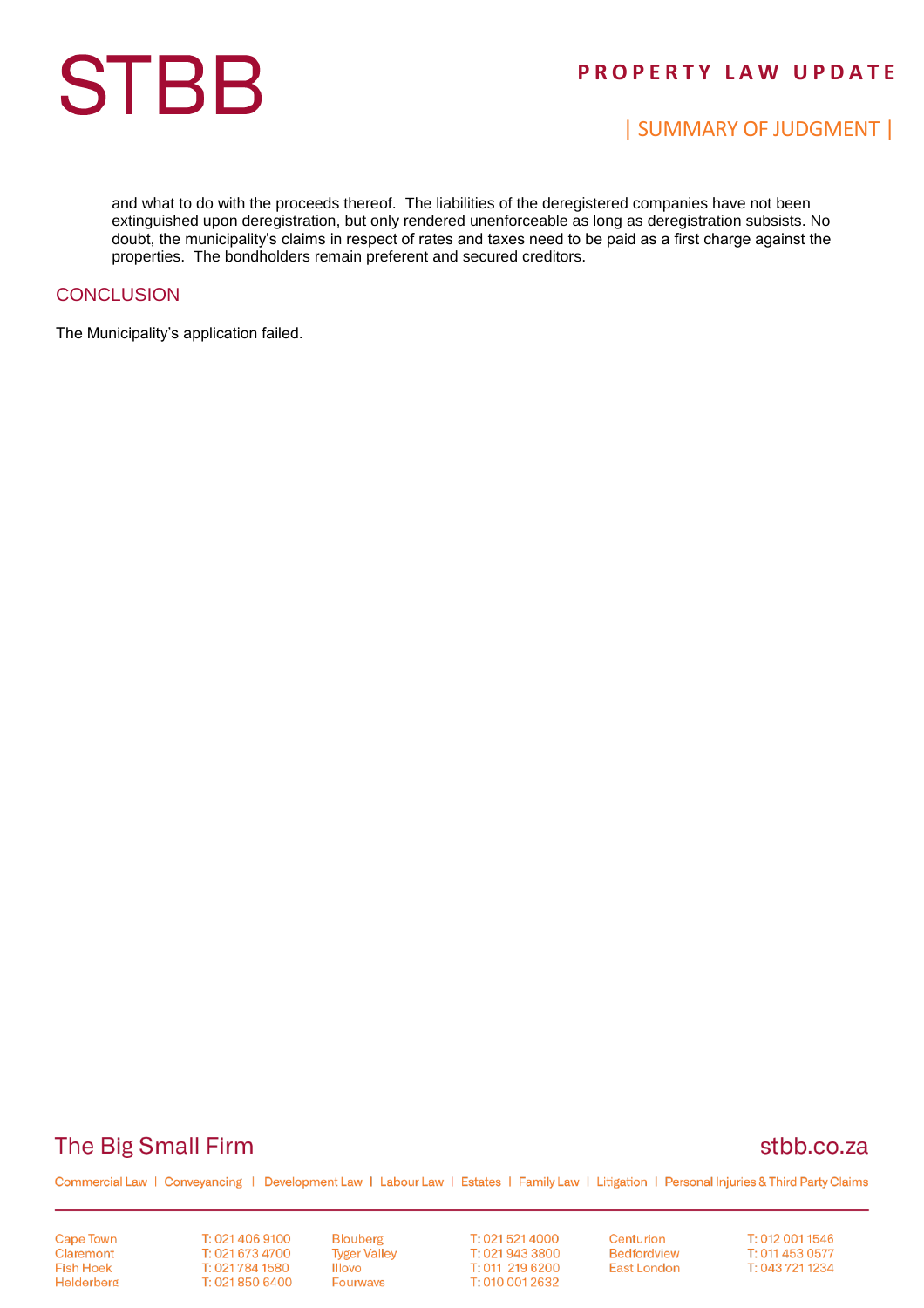and what to do with the proceeds thereof. The liabilities of the deregistered companies have not been extinguished upon deregistration, but only rendered unenforceable as long as deregistration subsists. No doubt, the municipality's claims in respect of rates and taxes need to be paid as a first charge against the properties. The bondholders remain preferent and secured creditors.

## CONCLUSION

The Municipality's application failed.